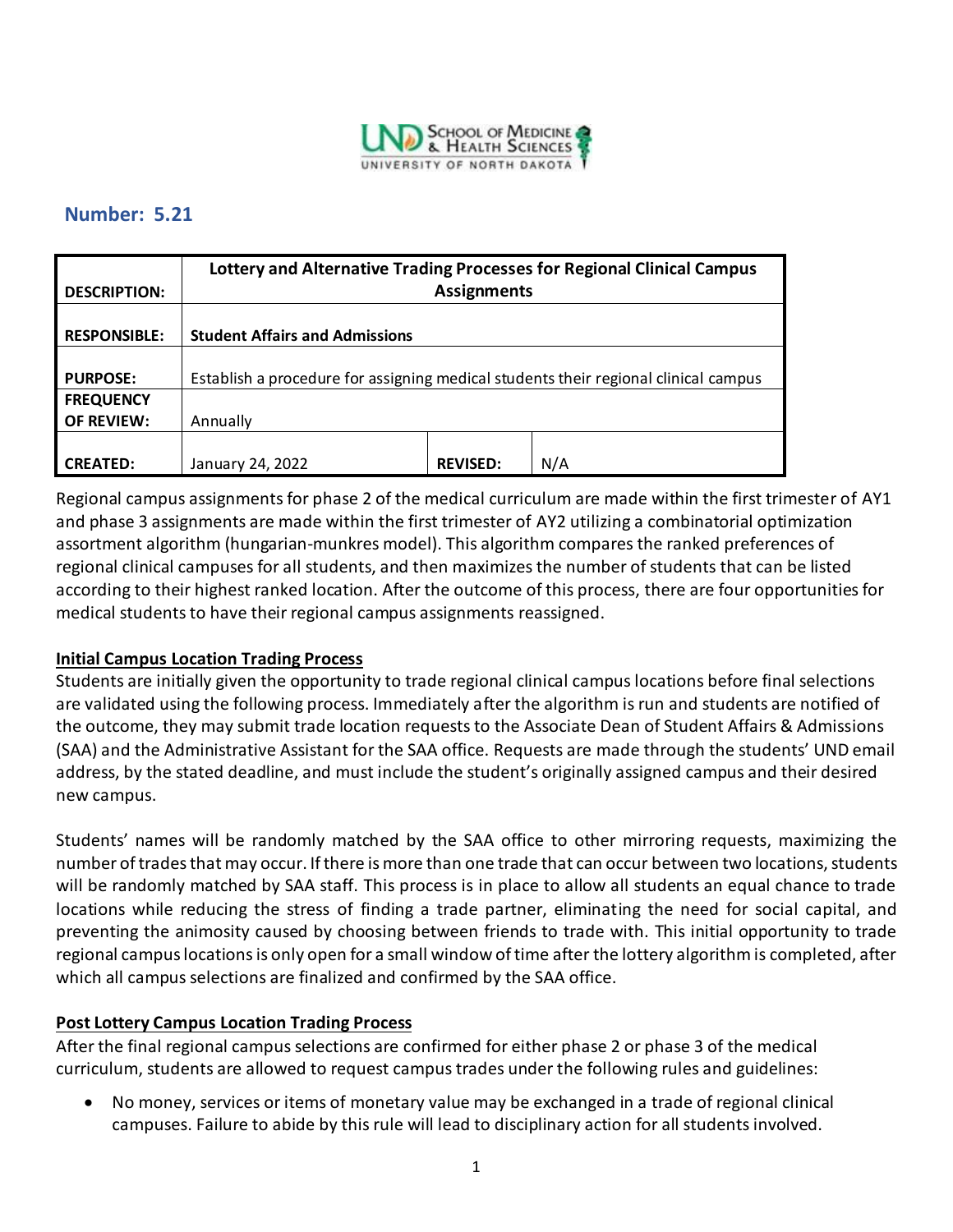## Number: 5.21

| DESCRIPTION: | Lottery and Alternative Trading Processes for Regional Clinical Campus Assignments | | |
|---|---|---|---|
| RESPONSIBLE: | Student Affairs and Admissions | | |
| PURPOSE: | Establish a procedure for assigning medical students their regional clinical campus | | |
| FREQUENCY OF REVIEW: | Annually | | |
| CREATED: | January 24, 2022 | REVISED: | N/A |

Regional campus assignments for phase 2 of the medical curriculum are made within the first trimester of AY1 and phase 3 assignments are made within the first trimester of AY2 utilizing a combinatorial optimization assortment algorithm (hungarian-munkres model). This algorithm compares the ranked preferences of regional clinical campuses for all students, and then maximizes the number of students that can be listed according to their highest ranked location. After the outcome of this process, there are four opportunities for medical students to have their regional campus assignments reassigned.

**Initial Campus Location Trading Process**

Students are initially given the opportunity to trade regional clinical campus locations before final selections are validated using the following process. Immediately after the algorithm is run and students are notified of the outcome, they may submit trade location requests to the Associate Dean of Student Affairs & Admissions (SAA) and the Administrative Assistant for the SAA office. Requests are made through the students' UND email address, by the stated deadline, and must include the student's originally assigned campus and their desired new campus.

Students' names will be randomly matched by the SAA office to other mirroring requests, maximizing the number of trades that may occur. If there is more than one trade that can occur between two locations, students will be randomly matched by SAA staff. This process is in place to allow all students an equal chance to trade locations while reducing the stress of finding a trade partner, eliminating the need for social capital, and preventing the animosity caused by choosing between friends to trade with. This initial opportunity to trade regional campus locations is only open for a small window of time after the lottery algorithm is completed, after which all campus selections are finalized and confirmed by the SAA office.

**Post Lottery Campus Location Trading Process**

After the final regional campus selections are confirmed for either phase 2 or phase 3 of the medical curriculum, students are allowed to request campus trades under the following rules and guidelines:

- No money, services or items of monetary value may be exchanged in a trade of regional clinical campuses. Failure to abide by this rule will lead to disciplinary action for all students involved.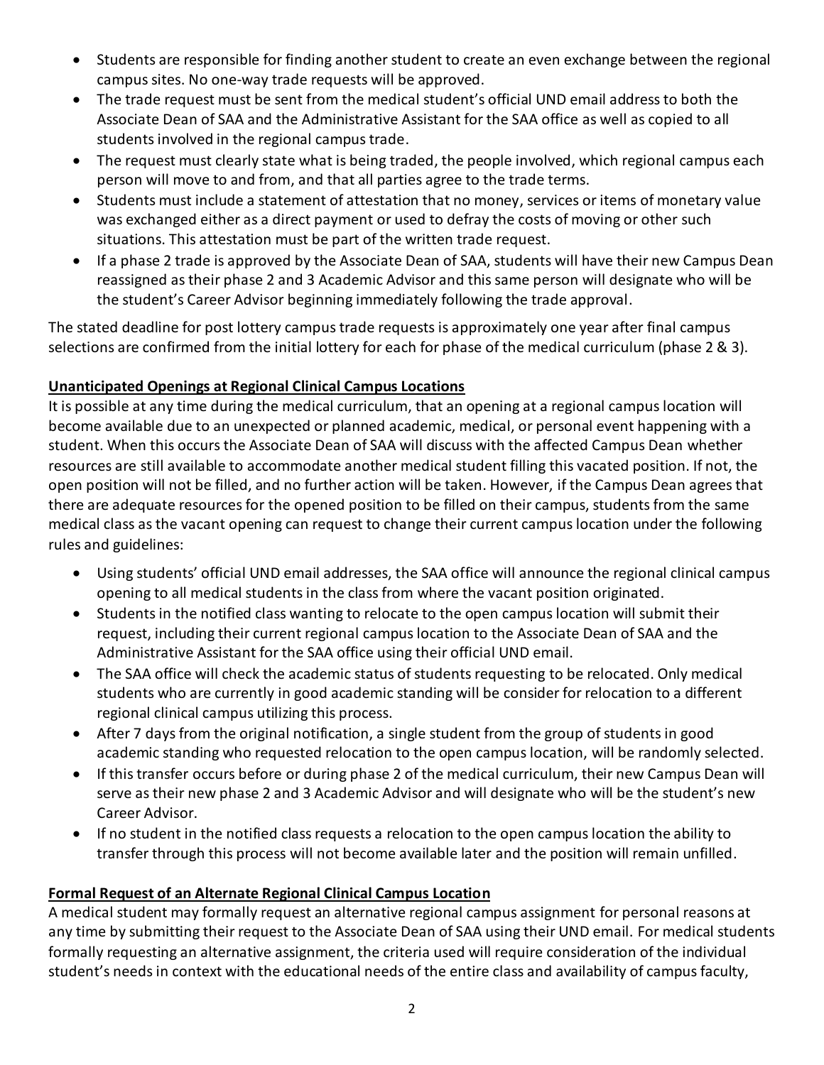- Students are responsible for finding another student to create an even exchange between the regional campus sites. No one-way trade requests will be approved.
- The trade request must be sent from the medical student's official UND email address to both the Associate Dean of SAA and the Administrative Assistant for the SAA office as well as copied to all students involved in the regional campus trade.
- The request must clearly state what is being traded, the people involved, which regional campus each person will move to and from, and that all parties agree to the trade terms.
- Students must include a statement of attestation that no money, services or items of monetary value was exchanged either as a direct payment or used to defray the costs of moving or other such situations. This attestation must be part of the written trade request.
- If a phase 2 trade is approved by the Associate Dean of SAA, students will have their new Campus Dean reassigned as their phase 2 and 3 Academic Advisor and this same person will designate who will be the student's Career Advisor beginning immediately following the trade approval.

The stated deadline for post lottery campus trade requests is approximately one year after final campus selections are confirmed from the initial lottery for each for phase of the medical curriculum (phase 2 & 3).

**Unanticipated Openings at Regional Clinical Campus Locations**

It is possible at any time during the medical curriculum, that an opening at a regional campus location will become available due to an unexpected or planned academic, medical, or personal event happening with a student. When this occurs the Associate Dean of SAA will discuss with the affected Campus Dean whether resources are still available to accommodate another medical student filling this vacated position. If not, the open position will not be filled, and no further action will be taken. However, if the Campus Dean agrees that there are adequate resources for the opened position to be filled on their campus, students from the same medical class as the vacant opening can request to change their current campus location under the following rules and guidelines:

- Using students' official UND email addresses, the SAA office will announce the regional clinical campus opening to all medical students in the class from where the vacant position originated.
- Students in the notified class wanting to relocate to the open campus location will submit their request, including their current regional campus location to the Associate Dean of SAA and the Administrative Assistant for the SAA office using their official UND email.
- The SAA office will check the academic status of students requesting to be relocated. Only medical students who are currently in good academic standing will be consider for relocation to a different regional clinical campus utilizing this process.
- After 7 days from the original notification, a single student from the group of students in good academic standing who requested relocation to the open campus location, will be randomly selected.
- If this transfer occurs before or during phase 2 of the medical curriculum, their new Campus Dean will serve as their new phase 2 and 3 Academic Advisor and will designate who will be the student's new Career Advisor.
- If no student in the notified class requests a relocation to the open campus location the ability to transfer through this process will not become available later and the position will remain unfilled.

**Formal Request of an Alternate Regional Clinical Campus Location**

A medical student may formally request an alternative regional campus assignment for personal reasons at any time by submitting their request to the Associate Dean of SAA using their UND email. For medical students formally requesting an alternative assignment, the criteria used will require consideration of the individual student's needs in context with the educational needs of the entire class and availability of campus faculty,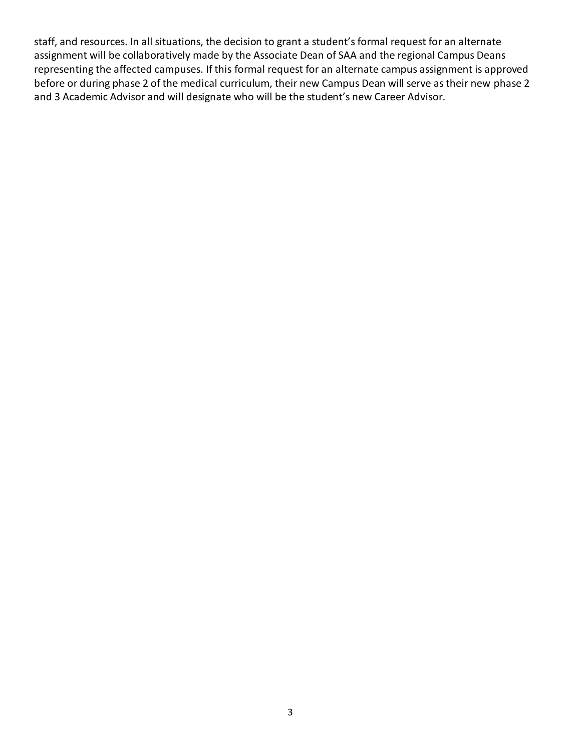staff, and resources. In all situations, the decision to grant a student's formal request for an alternate assignment will be collaboratively made by the Associate Dean of SAA and the regional Campus Deans representing the affected campuses. If this formal request for an alternate campus assignment is approved before or during phase 2 of the medical curriculum, their new Campus Dean will serve as their new phase 2 and 3 Academic Advisor and will designate who will be the student's new Career Advisor.